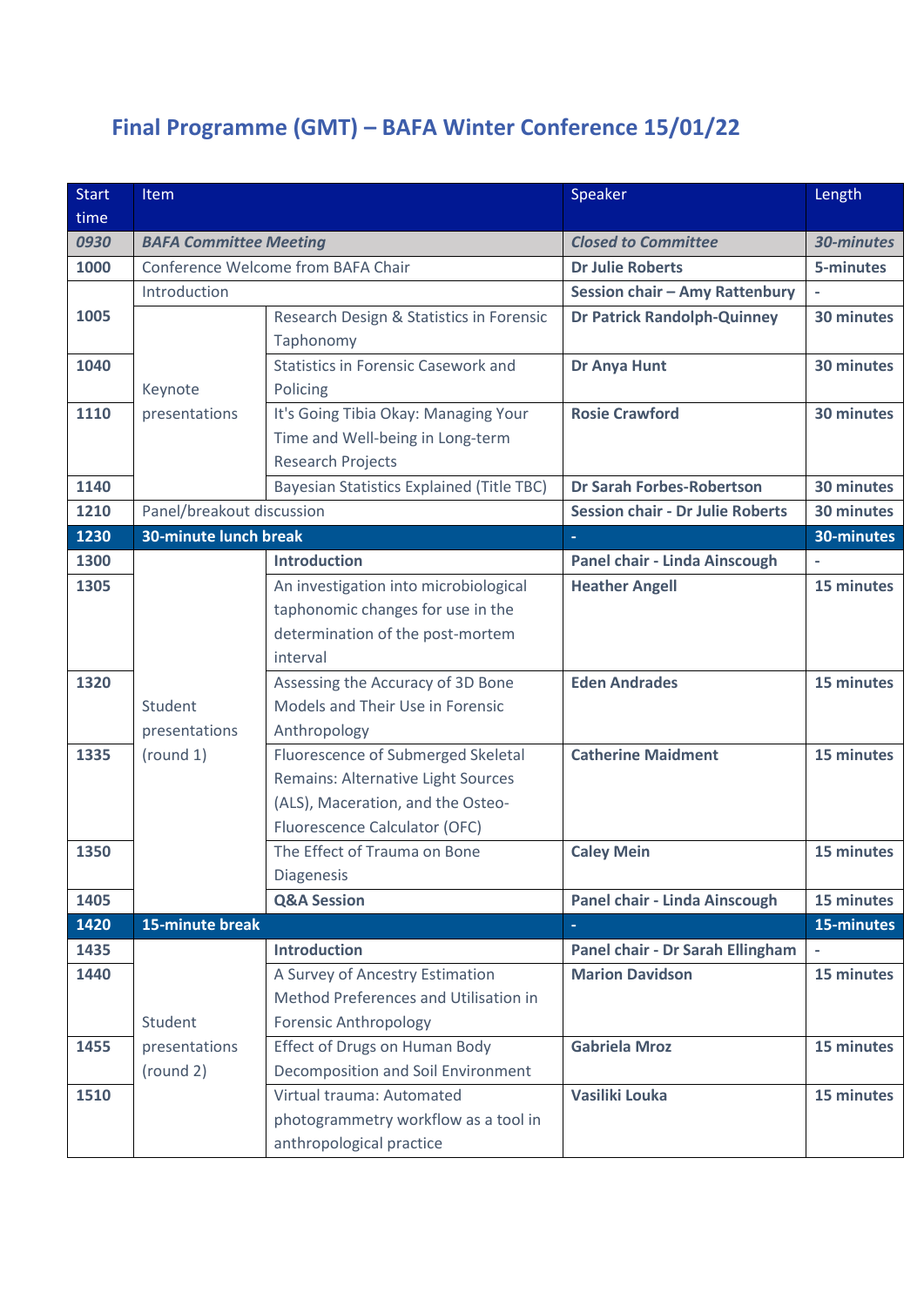# Final Programme (GMT) – BAFA Winter Conference 15/01/22

| Start time | Item | | Speaker | Length |
|---|---|---|---|---|
| *0930* | ***BAFA Committee Meeting*** | | ***Closed to Committee*** | ***30-minutes*** |
| **1000** | Conference Welcome from BAFA Chair | | **Dr Julie Roberts** | **5-minutes** |
| | Introduction | | **Session chair – Amy Rattenbury** | - |
| **1005** | Keynote presentations | Research Design & Statistics in Forensic Taphonomy | **Dr Patrick Randolph-Quinney** | **30 minutes** |
| **1040** | | Statistics in Forensic Casework and Policing | **Dr Anya Hunt** | **30 minutes** |
| **1110** | | It's Going Tibia Okay: Managing Your Time and Well-being in Long-term Research Projects | **Rosie Crawford** | **30 minutes** |
| **1140** | | Bayesian Statistics Explained (Title TBC) | **Dr Sarah Forbes-Robertson** | **30 minutes** |
| **1210** | Panel/breakout discussion | | **Session chair - Dr Julie Roberts** | **30 minutes** |
| **1230** | **30-minute lunch break** | | **-** | **30-minutes** |
| **1300** | Student presentations (round 1) | **Introduction** | **Panel chair - Linda Ainscough** | - |
| **1305** | | An investigation into microbiological taphonomic changes for use in the determination of the post-mortem interval | **Heather Angell** | **15 minutes** |
| **1320** | | Assessing the Accuracy of 3D Bone Models and Their Use in Forensic Anthropology | **Eden Andrades** | **15 minutes** |
| **1335** | | Fluorescence of Submerged Skeletal Remains: Alternative Light Sources (ALS), Maceration, and the Osteo-Fluorescence Calculator (OFC) | **Catherine Maidment** | **15 minutes** |
| **1350** | | The Effect of Trauma on Bone Diagenesis | **Caley Mein** | **15 minutes** |
| **1405** | | **Q&A Session** | **Panel chair - Linda Ainscough** | **15 minutes** |
| **1420** | **15-minute break** | | **-** | **15-minutes** |
| **1435** | Student presentations (round 2) | **Introduction** | **Panel chair - Dr Sarah Ellingham** | - |
| **1440** | | A Survey of Ancestry Estimation Method Preferences and Utilisation in Forensic Anthropology | **Marion Davidson** | **15 minutes** |
| **1455** | | Effect of Drugs on Human Body Decomposition and Soil Environment | **Gabriela Mroz** | **15 minutes** |
| **1510** | | Virtual trauma: Automated photogrammetry workflow as a tool in anthropological practice | **Vasiliki Louka** | **15 minutes** |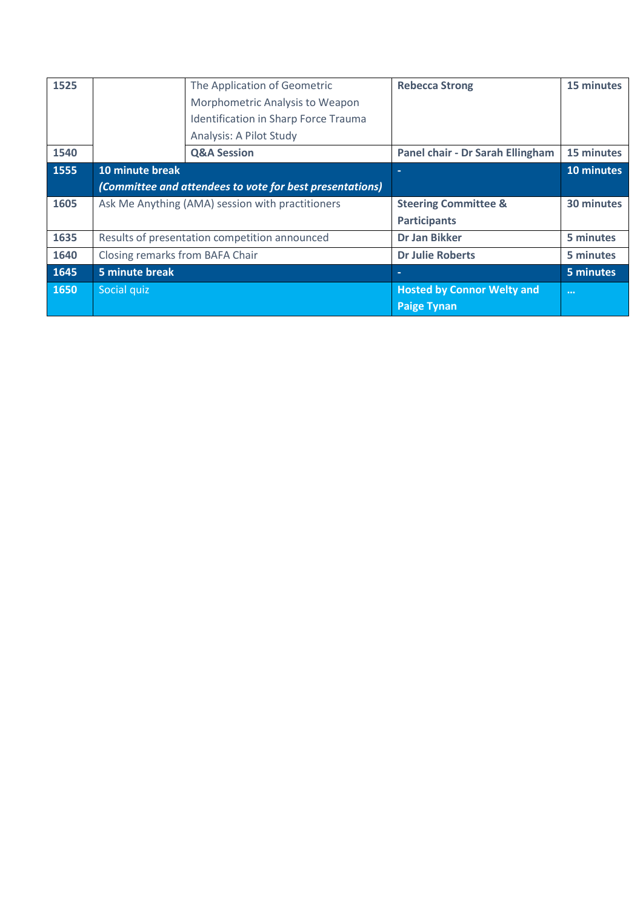| | | | | |
|---|---|---|---|---|
| **1525** | | The Application of Geometric Morphometric Analysis to Weapon Identification in Sharp Force Trauma Analysis: A Pilot Study | **Rebecca Strong** | **15 minutes** |
| **1540** | | **Q&A Session** | **Panel chair - Dr Sarah Ellingham** | **15 minutes** |
| **1555** | **10 minute break** *(Committee and attendees to vote for best presentations)* | | **-** | **10 minutes** |
| **1605** | Ask Me Anything (AMA) session with practitioners | | **Steering Committee & Participants** | **30 minutes** |
| **1635** | Results of presentation competition announced | | **Dr Jan Bikker** | **5 minutes** |
| **1640** | Closing remarks from BAFA Chair | | **Dr Julie Roberts** | **5 minutes** |
| **1645** | **5 minute break** | | **-** | **5 minutes** |
| **1650** | Social quiz | | **Hosted by Connor Welty and Paige Tynan** | **…** |